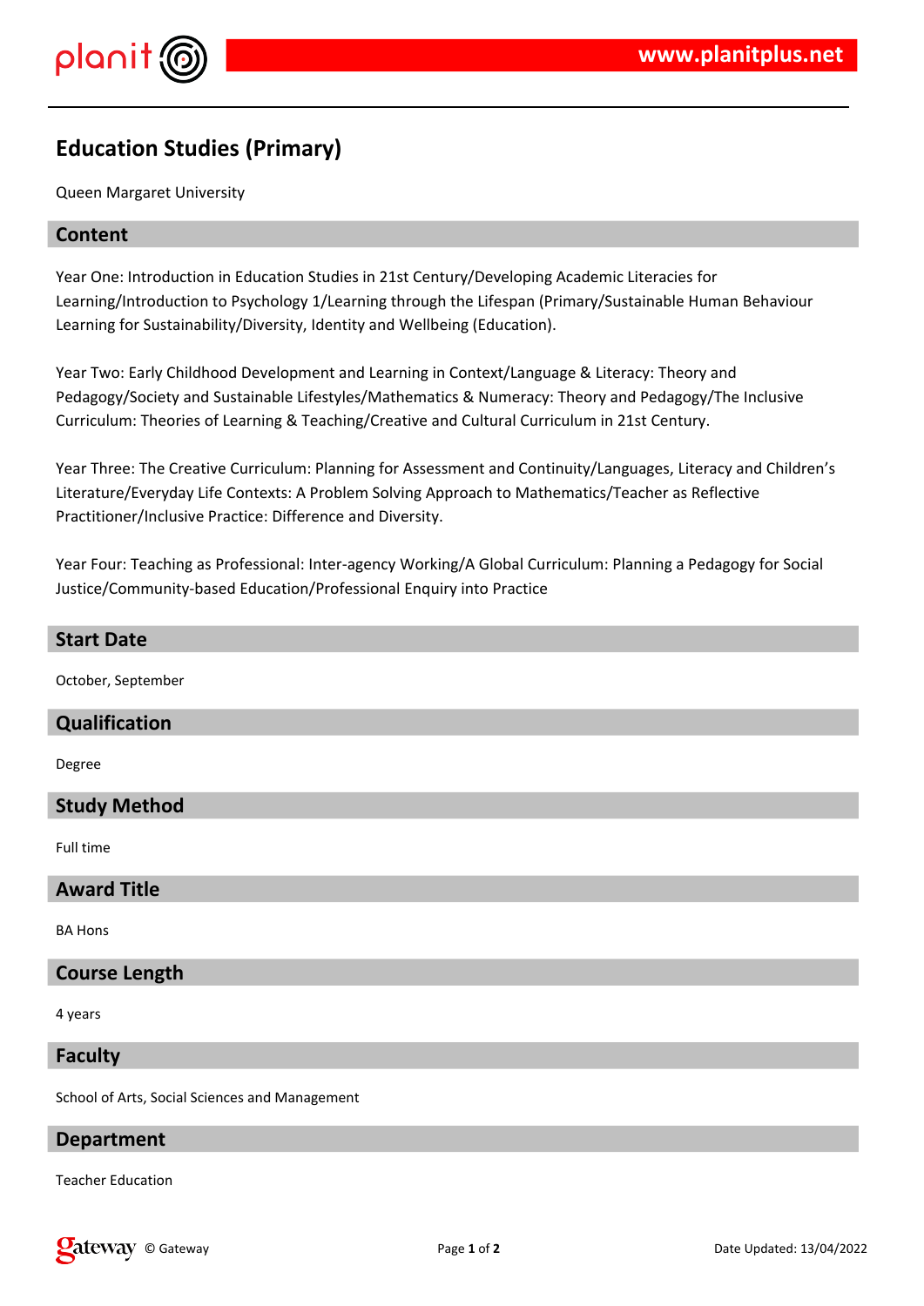# Education Studies (Primary)

Queen Margaret University

## Content

Year One: Introduction in Education Studies in 21st Century/Developing Academic Literacies for Learning/Introduction to Psychology 1/Learning through the Lifespan (Primary/Sustainable Human Behaviour Learning for Sustainability/Diversity, Identity and Wellbeing (Education).

Year Two: Early Childhood Development and Learning in Context/Language & Literacy: Theory and Pedagogy/Society and Sustainable Lifestyles/Mathematics & Numeracy: Theory and Pedagogy/The Inclusive Curriculum: Theories of Learning & Teaching/Creative and Cultural Curriculum in 21st Century.

Year Three: The Creative Curriculum: Planning for Assessment and Continuity/Languages, Literacy and Children's Literature/Everyday Life Contexts: A Problem Solving Approach to Mathematics/Teacher as Reflective Practitioner/Inclusive Practice: Difference and Diversity.

Year Four: Teaching as Professional: Inter-agency Working/A Global Curriculum: Planning a Pedagogy for Social Justice/Community-based Education/Professional Enquiry into Practice

## Start Date

October, September

## Qualification

Degree

## Study Method

Full time

## Award Title

BA Hons

## Course Length

4 years

## Faculty

School of Arts, Social Sciences and Management

## Department

Teacher Education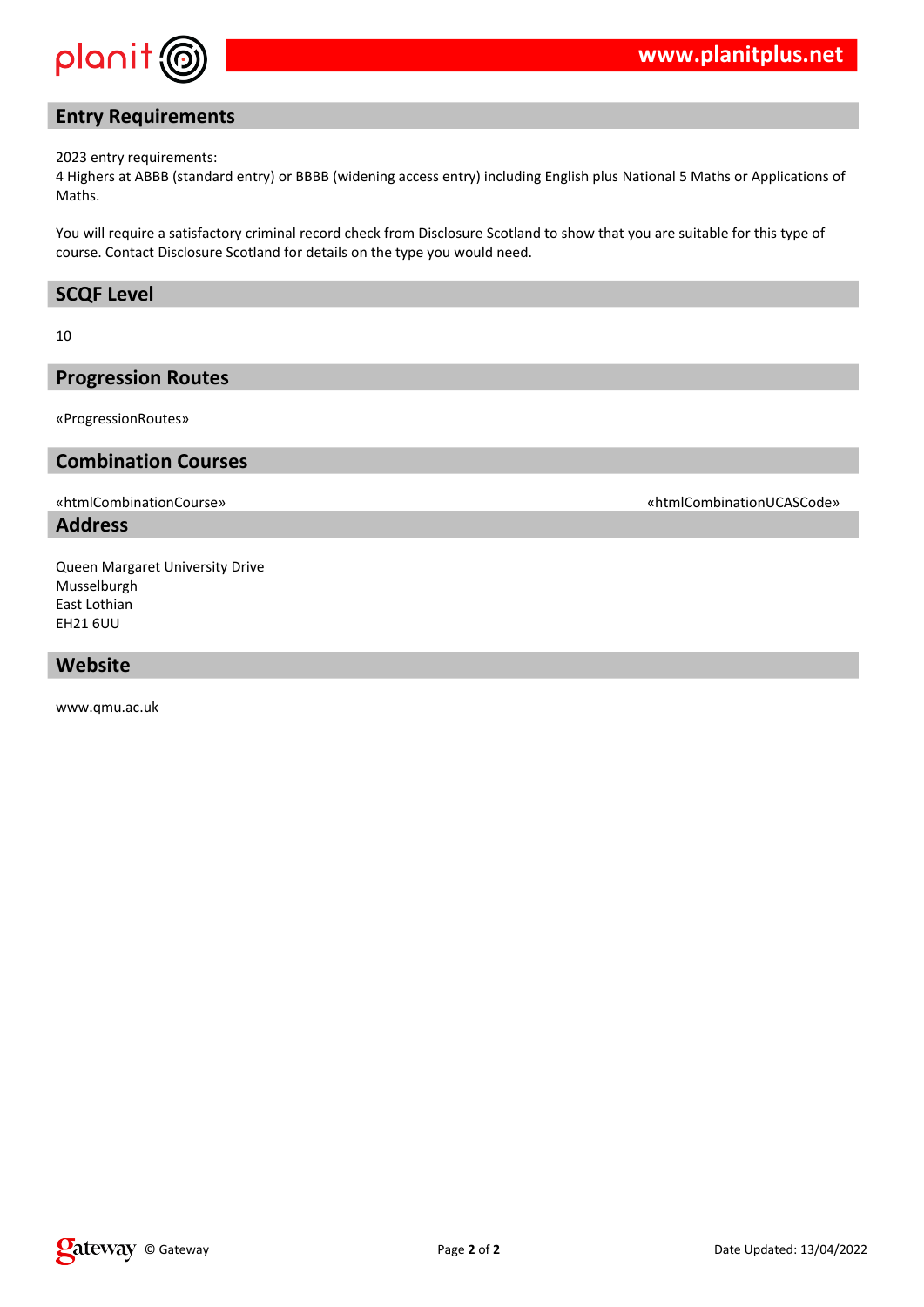## Entry Requirements

2023 entry requirements:
4 Highers at ABBB (standard entry) or BBBB (widening access entry) including English plus National 5 Maths or Applications of Maths.

You will require a satisfactory criminal record check from Disclosure Scotland to show that you are suitable for this type of course. Contact Disclosure Scotland for details on the type you would need.

## SCQF Level

10

## Progression Routes

«ProgressionRoutes»

## Combination Courses

«htmlCombinationCourse» «htmlCombinationUCASCode»

## Address

Queen Margaret University Drive
Musselburgh
East Lothian
EH21 6UU

## Website

www.qmu.ac.uk